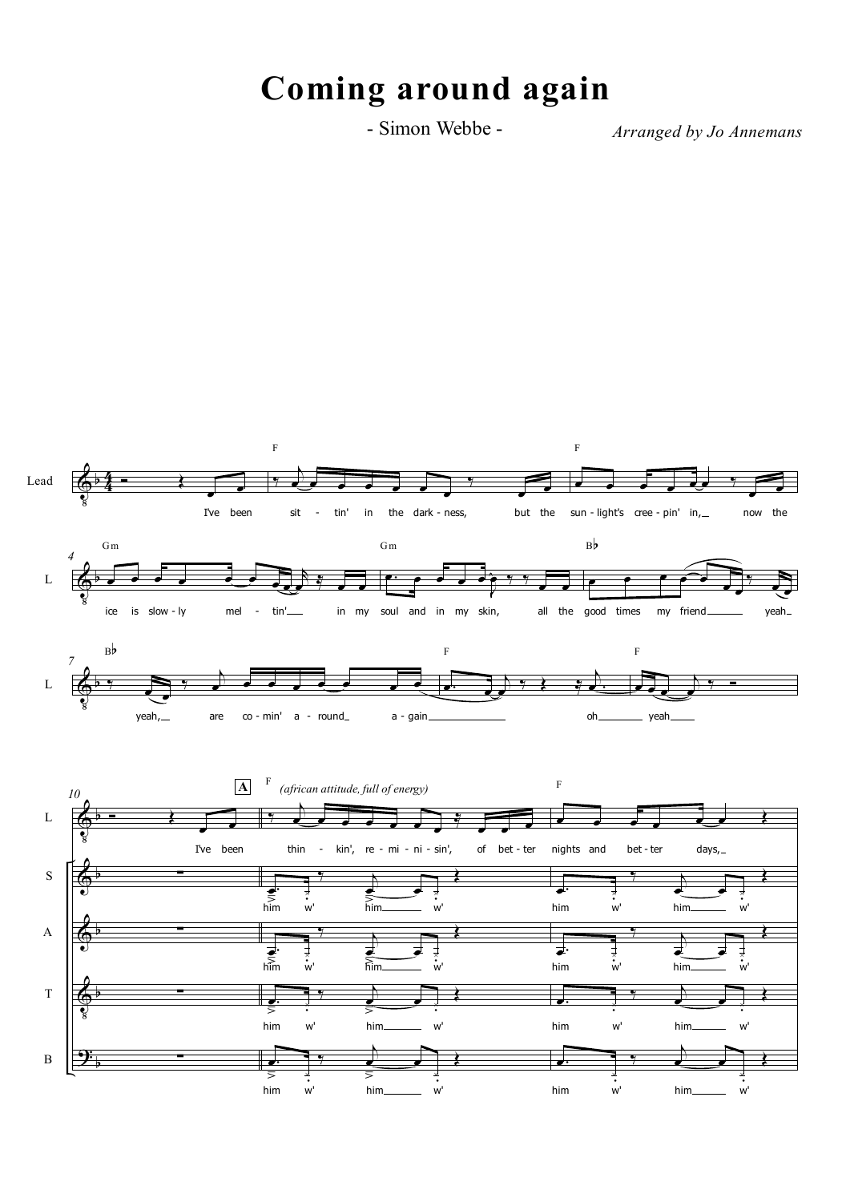# Coming around again

- Simon Webbe -

*Arranged by Jo Annemans*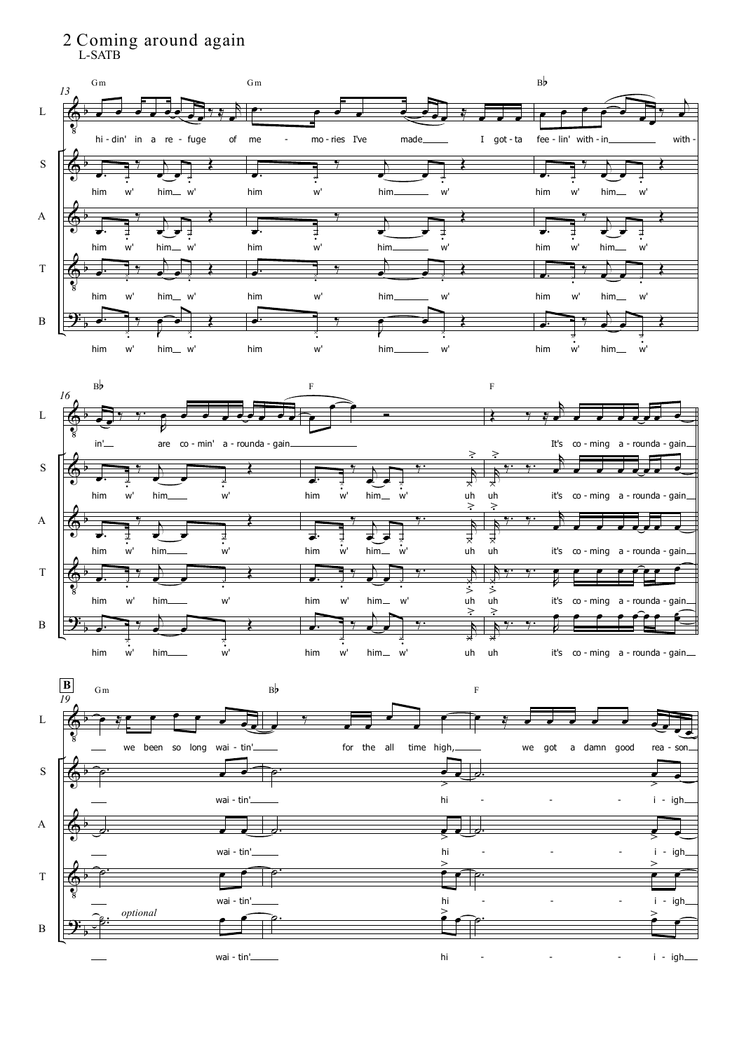# 2 Coming around again

L-SATB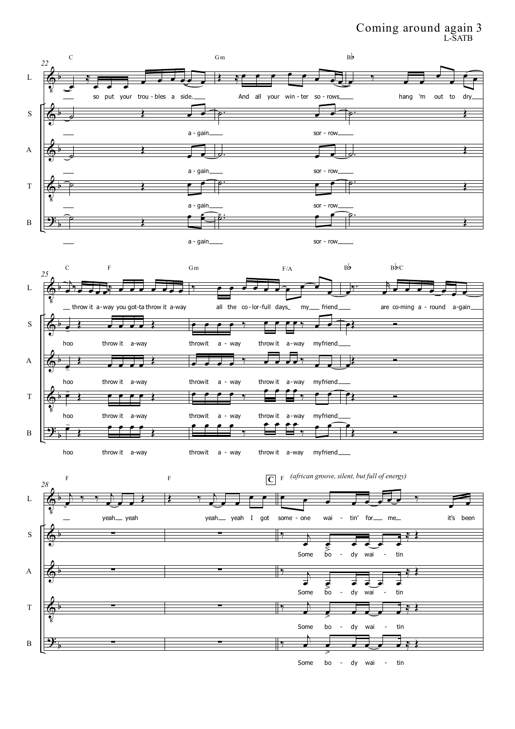# Coming around again 3

L-SATB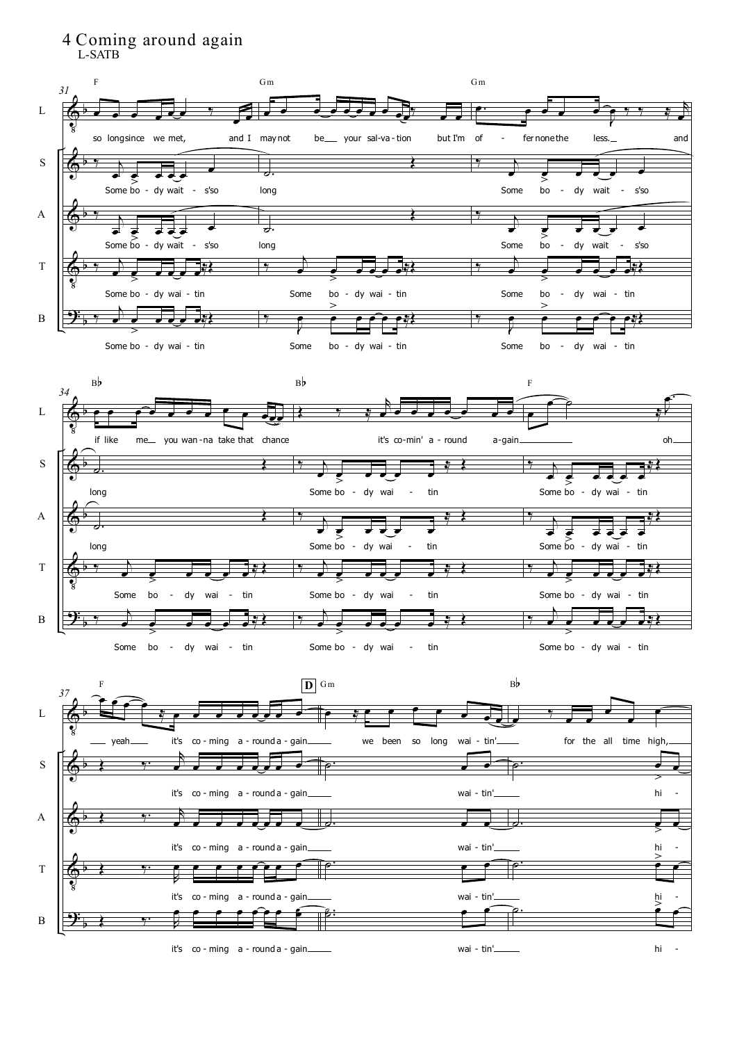# 4 Coming around again

L-SATB

**31** F — Gm — Gm

L: so long since we met, and I may not be___ your sal-va-tion but I'm of - fer none the less.___ and

S: Some bo - dy wait - s'so long Some bo - dy wait - s'so

A: Some bo - dy wait - s'so long Some bo - dy wait - s'so

T: Some bo - dy wai - tin Some bo - dy wai - tin Some bo - dy wai - tin

B: Some bo - dy wai - tin Some bo - dy wai - tin Some bo - dy wai - tin

**34** B♭ — B♭ — F

L: if like me___ you wan-na take that chance it's co-min' a - round a-gain_________ oh___

S: long Some bo - dy wai - tin Some bo - dy wai - tin

A: long Some bo - dy wai - tin Some bo - dy wai - tin

T: Some bo - dy wai - tin Some bo - dy wai - tin Some bo - dy wai - tin

B: Some bo - dy wai - tin Some bo - dy wai - tin Some bo - dy wai - tin

**37** F — **D** Gm — B♭

L: ___ yeah___ it's co - ming a - round a - gain_____ we been so long wai - tin'_____ for the all time high,_____

S: it's co - ming a - round a - gain_____ wai - tin'_____ hi -

A: it's co - ming a - round a - gain_____ wai - tin'_____ hi -

T: it's co - ming a - round a - gain_____ wai - tin'_____ hi -

B: it's co - ming a - round a - gain_____ wai - tin'_____ hi -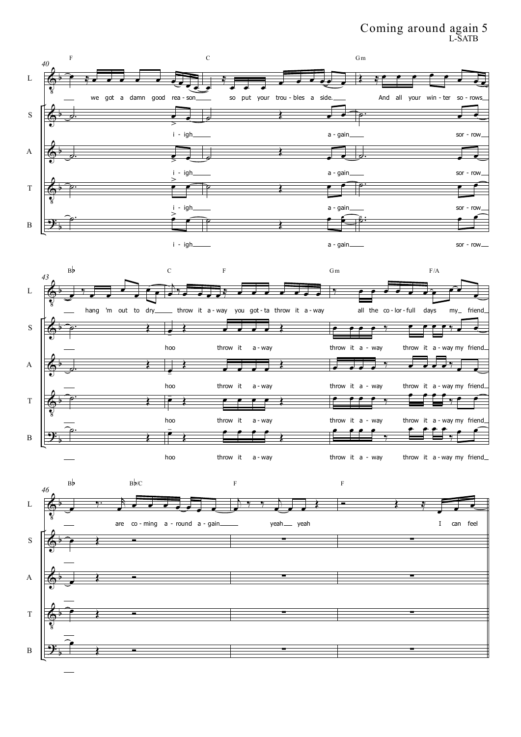# Coming around again 5

L-SATB

**Measures 40–42** — Chords: F, C, Gm

- **L:** we got a damn good rea - son___ so put your trou - bles a side.___ And all your win - ter so - rows___
- **S:** i - igh___ a - gain___ sor - row___
- **A:** i - igh___ a - gain___ sor - row___
- **T:** i - igh___ a - gain___ sor - row___
- **B:** i - igh___ a - gain___ sor - row___

**Measures 43–45** — Chords: B♭, C, F, Gm, F/A

- **L:** ___ hang 'm out to dry___ throw it a - way you got - ta throw it a - way all the co - lor - full days my_ friend___
- **S:** ___ hoo throw it a - way throw it a - way throw it a - way my friend___
- **A:** ___ hoo throw it a - way throw it a - way throw it a - way my friend___
- **T:** ___ hoo throw it a - way throw it a - way throw it a - way my friend___
- **B:** ___ hoo throw it a - way throw it a - way throw it a - way my friend___

**Measures 46–48** — Chords: B♭, B♭/C, F, F

- **L:** ___ are co - ming a - round a - gain___ yeah___ yeah I can feel
- **S:** ___
- **A:** ___
- **T:** ___
- **B:** ___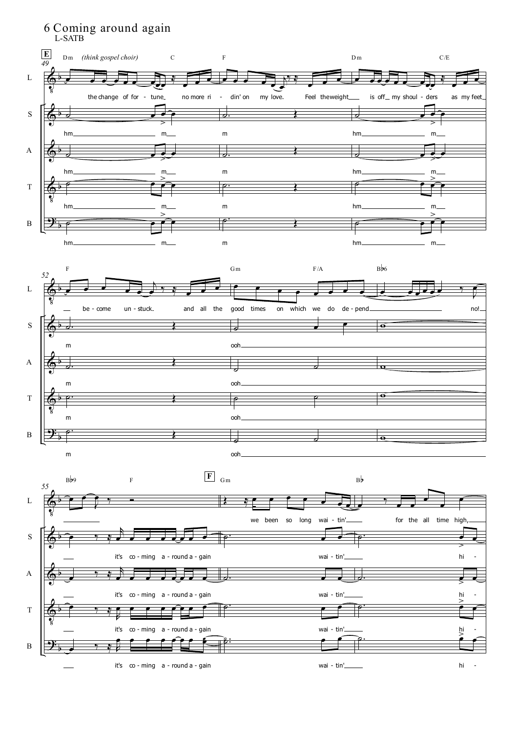# 6 Coming around again

L-SATB

**E** 49 — Dm *(think gospel choir)* — C — F — Dm — C/E

L: the change of for - tune no more ri - din' on my love. Feel the weight is off my shoul - ders as my feet

S: hm m m hm m

A: hm m m hm m

T: hm m m hm m

B: hm m m hm m

52 — F — Gm — F/A — B♭6

L: be - come un - stuck. and all the good times on which we do de - pend no!

S: m ooh

A: m ooh

T: m ooh

B: m ooh

55 — B♭9 — F — **F** Gm — B♭

L: we been so long wai - tin' for the all time high,

S: it's co - ming a - round a - gain wai - tin' hi -

A: it's co - ming a - round a - gain wai - tin' hi -

T: it's co - ming a - round a - gain wai - tin' hi -

B: it's co - ming a - round a - gain wai - tin' hi -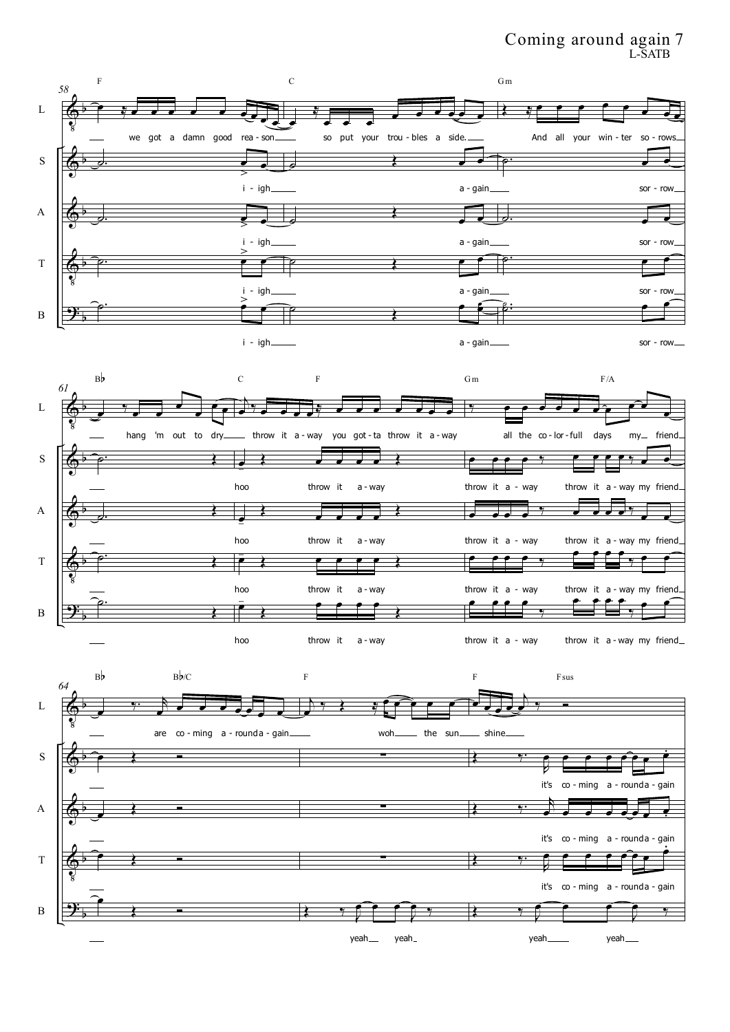# Coming around again 7

L-SATB

**58**

F — C — Gm

**L:** we got a damn good rea - son so put your trou - bles a side. And all your win - ter so - rows

**S:** i - igh a - gain sor - row

**A:** i - igh a - gain sor - row

**T:** i - igh a - gain sor - row

**B:** i - igh a - gain sor - row

**61**

B♭ — C — F — Gm — F/A

**L:** hang 'm out to dry throw it a - way you got - ta throw it a - way all the co - lor - full days my friend

**S:** hoo throw it a - way throw it a - way throw it a - way my friend

**A:** hoo throw it a - way throw it a - way throw it a - way my friend

**T:** hoo throw it a - way throw it a - way throw it a - way my friend

**B:** hoo throw it a - way throw it a - way throw it a - way my friend

**64**

B♭ — B♭/C — F — F — Fsus

**L:** are co - ming a - round a - gain woh the sun shine

**S:** it's co - ming a - round a - gain

**A:** it's co - ming a - round a - gain

**T:** it's co - ming a - round a - gain

**B:** yeah yeah yeah yeah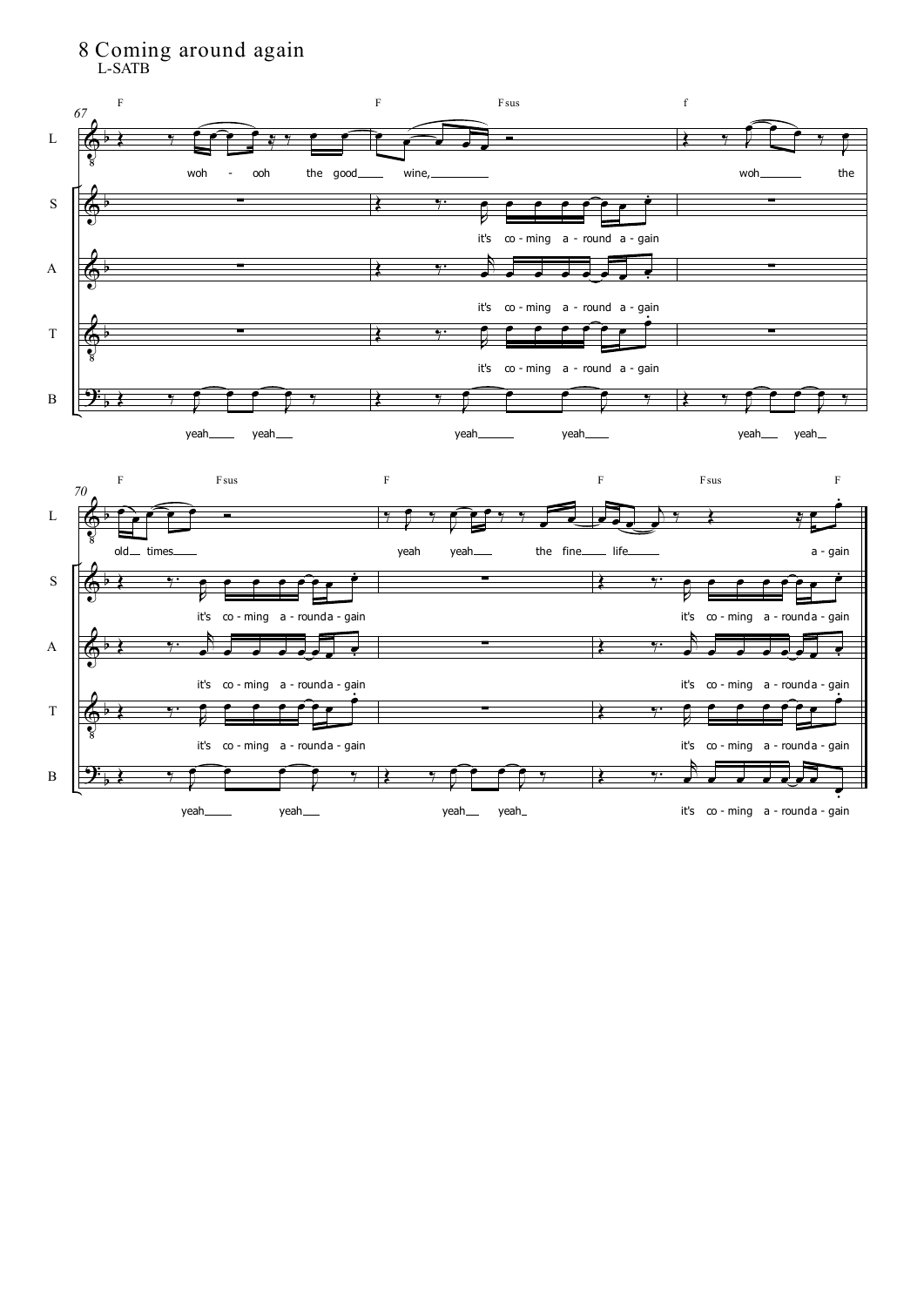# 8 Coming around again

L-SATB

67

F F Fsus f

L: woh - ooh the good wine, woh the

S: it's co - ming a - round a - gain

A: it's co - ming a - round a - gain

T: it's co - ming a - round a - gain

B: yeah yeah yeah yeah yeah yeah

70

F Fsus F F Fsus F

L: old times yeah yeah the fine life a - gain

S: it's co - ming a - rounda - gain it's co - ming a - rounda - gain

A: it's co - ming a - rounda - gain it's co - ming a - rounda - gain

T: it's co - ming a - rounda - gain it's co - ming a - rounda - gain

B: yeah yeah yeah yeah it's co - ming a - rounda - gain